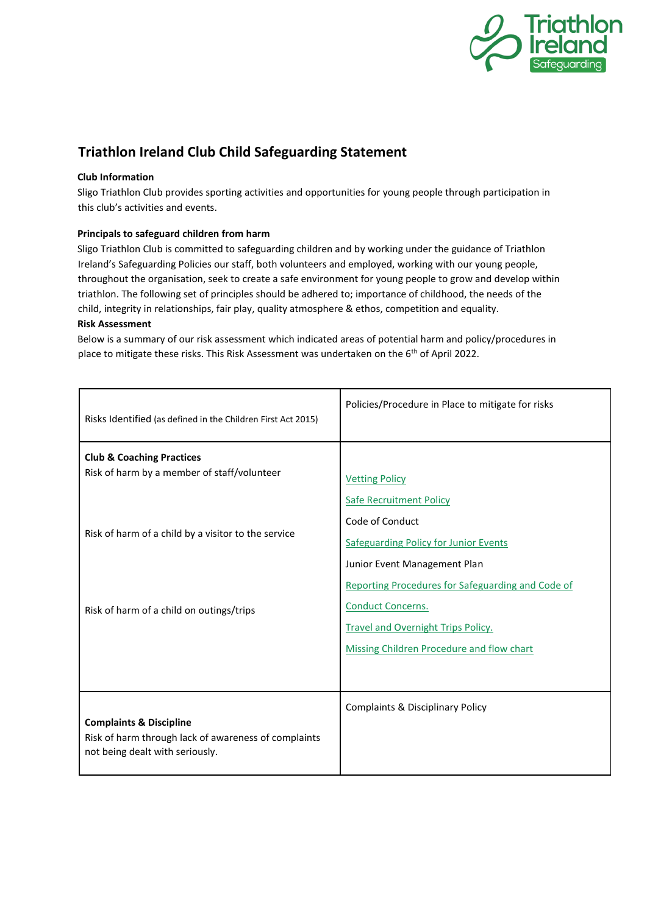# Triathlon Ireland Club Child Safeguarding Statement

**Club Information**

Sligo Triathlon Club provides sporting activities and opportunities for young people through participation in this club's activities and events.

**Principals to safeguard children from harm**

Sligo Triathlon Club is committed to safeguarding children and by working under the guidance of Triathlon Ireland's Safeguarding Policies our staff, both volunteers and employed, working with our young people, throughout the organisation, seek to create a safe environment for young people to grow and develop within triathlon. The following set of principles should be adhered to; importance of childhood, the needs of the child, integrity in relationships, fair play, quality atmosphere & ethos, competition and equality.

**Risk Assessment**

Below is a summary of our risk assessment which indicated areas of potential harm and policy/procedures in place to mitigate these risks. This Risk Assessment was undertaken on the 6th of April 2022.

| Risks Identified (as defined in the Children First Act 2015) | Policies/Procedure in Place to mitigate for risks |
|---|---|
| **Club & Coaching Practices**<br>Risk of harm by a member of staff/volunteer<br><br>Risk of harm of a child by a visitor to the service<br><br>Risk of harm of a child on outings/trips | Vetting Policy<br>Safe Recruitment Policy<br>Code of Conduct<br>Safeguarding Policy for Junior Events<br>Junior Event Management Plan<br>Reporting Procedures for Safeguarding and Code of Conduct Concerns.<br>Travel and Overnight Trips Policy.<br>Missing Children Procedure and flow chart |
| **Complaints & Discipline**<br>Risk of harm through lack of awareness of complaints not being dealt with seriously. | Complaints & Disciplinary Policy |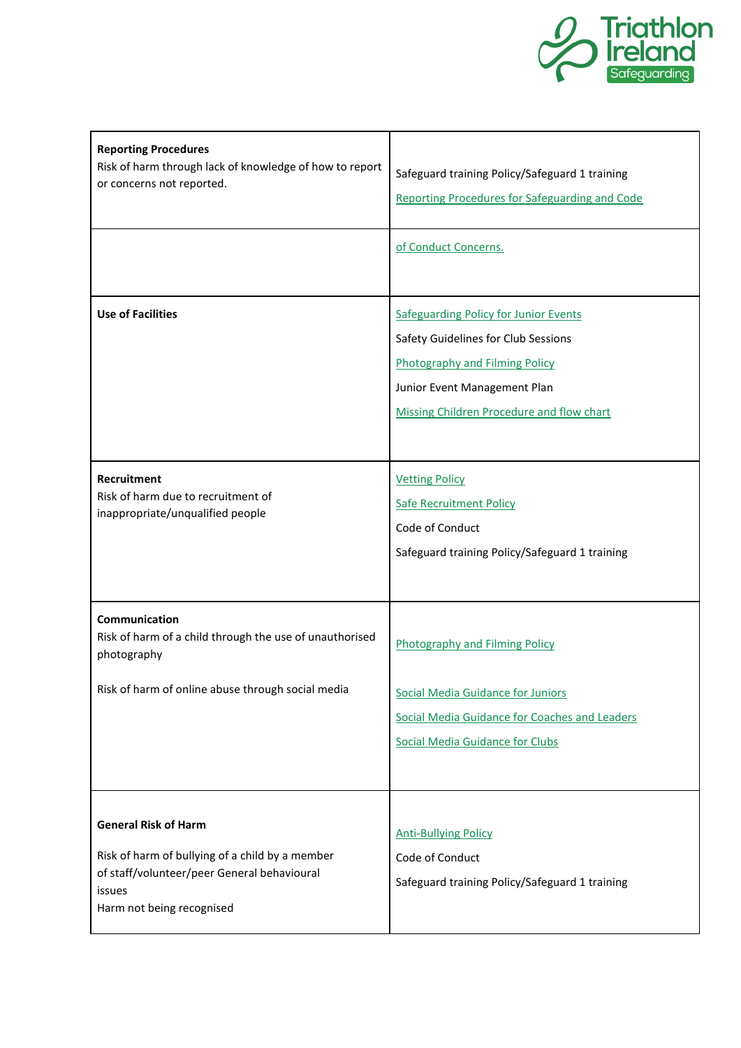| | |
|---|---|
| **Reporting Procedures**<br>Risk of harm through lack of knowledge of how to report or concerns not reported. | Safeguard training Policy/Safeguard 1 training<br>Reporting Procedures for Safeguarding and Code of Conduct Concerns. |
| **Use of Facilities** | Safeguarding Policy for Junior Events<br>Safety Guidelines for Club Sessions<br>Photography and Filming Policy<br>Junior Event Management Plan<br>Missing Children Procedure and flow chart |
| **Recruitment**<br>Risk of harm due to recruitment of inappropriate/unqualified people | Vetting Policy<br>Safe Recruitment Policy<br>Code of Conduct<br>Safeguard training Policy/Safeguard 1 training |
| **Communication**<br>Risk of harm of a child through the use of unauthorised photography<br><br>Risk of harm of online abuse through social media | Photography and Filming Policy<br><br>Social Media Guidance for Juniors<br>Social Media Guidance for Coaches and Leaders<br>Social Media Guidance for Clubs |
| **General Risk of Harm**<br><br>Risk of harm of bullying of a child by a member of staff/volunteer/peer General behavioural issues<br>Harm not being recognised | Anti-Bullying Policy<br>Code of Conduct<br>Safeguard training Policy/Safeguard 1 training |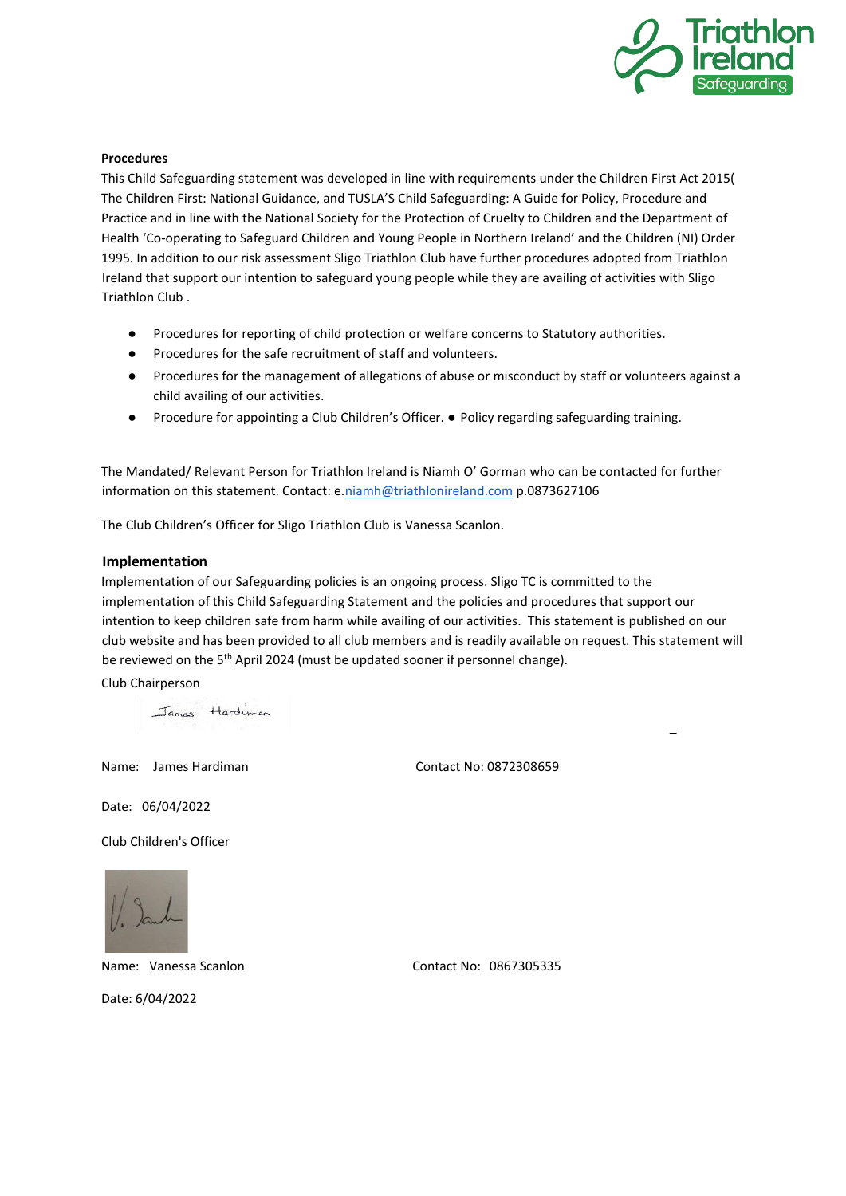**Procedures**

This Child Safeguarding statement was developed in line with requirements under the Children First Act 2015( The Children First: National Guidance, and TUSLA'S Child Safeguarding: A Guide for Policy, Procedure and Practice and in line with the National Society for the Protection of Cruelty to Children and the Department of Health 'Co-operating to Safeguard Children and Young People in Northern Ireland' and the Children (NI) Order 1995. In addition to our risk assessment Sligo Triathlon Club have further procedures adopted from Triathlon Ireland that support our intention to safeguard young people while they are availing of activities with Sligo Triathlon Club .

- Procedures for reporting of child protection or welfare concerns to Statutory authorities.
- Procedures for the safe recruitment of staff and volunteers.
- Procedures for the management of allegations of abuse or misconduct by staff or volunteers against a child availing of our activities.
- Procedure for appointing a Club Children's Officer. ● Policy regarding safeguarding training.

The Mandated/ Relevant Person for Triathlon Ireland is Niamh O' Gorman who can be contacted for further information on this statement. Contact: e.niamh@triathlonireland.com p.0873627106

The Club Children's Officer for Sligo Triathlon Club is Vanessa Scanlon.

## Implementation

Implementation of our Safeguarding policies is an ongoing process. Sligo TC is committed to the implementation of this Child Safeguarding Statement and the policies and procedures that support our intention to keep children safe from harm while availing of our activities. This statement is published on our club website and has been provided to all club members and is readily available on request. This statement will be reviewed on the 5th April 2024 (must be updated sooner if personnel change).

Club Chairperson

James Hardiman

Name: James Hardiman Contact No: 0872308659

Date: 06/04/2022

Club Children's Officer

Name: Vanessa Scanlon Contact No: 0867305335

Date: 6/04/2022